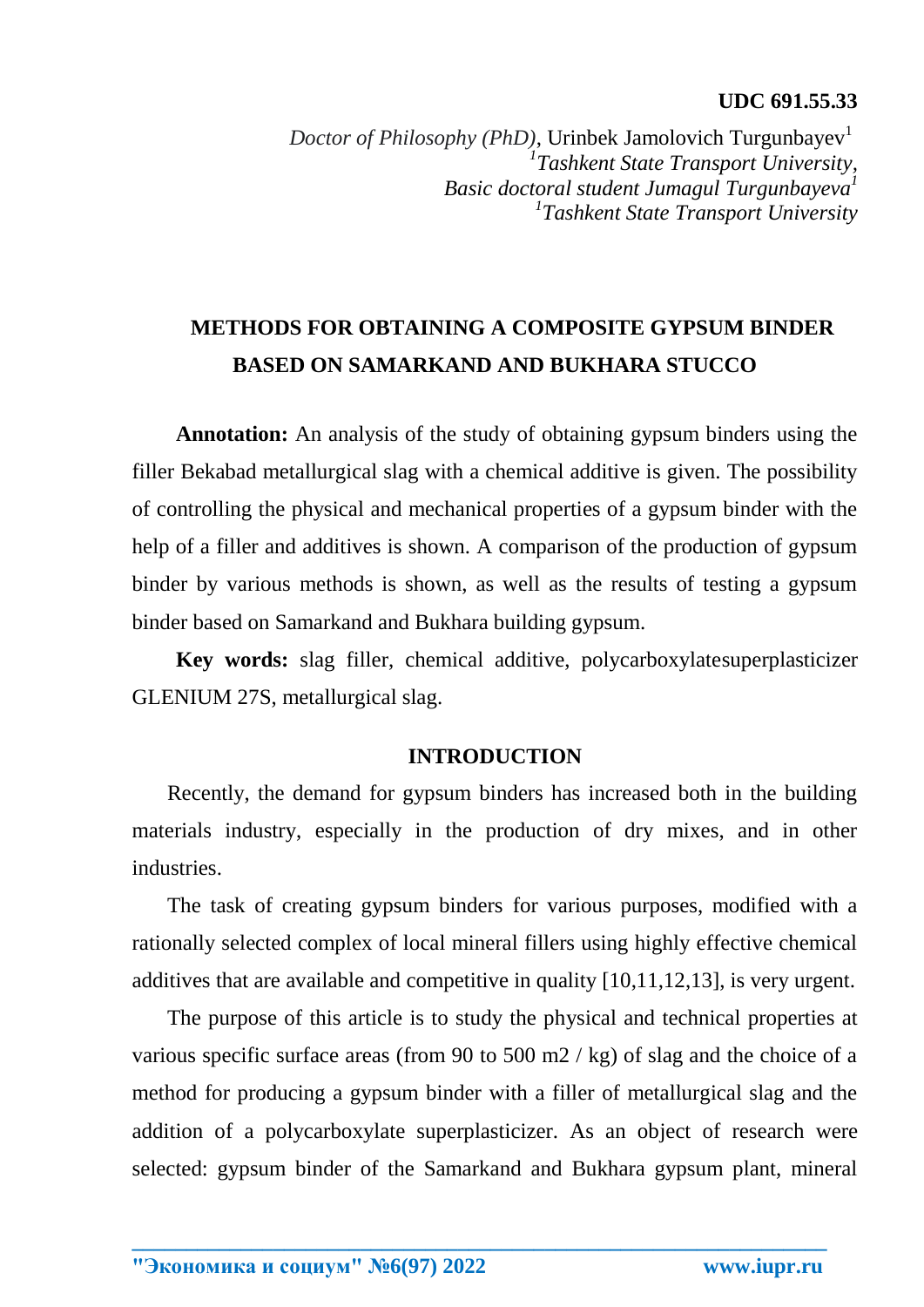**UDC 691.55.33**

*Doctor of Philosophy (PhD)*, Urinbek Jamolovich Turgunbayev[1]
*[1]Tashkent State Transport University,*
*Basic doctoral student Jumagul Turgunbayeva[1]*
*[1]Tashkent State Transport University*

# METHODS FOR OBTAINING A COMPOSITE GYPSUM BINDER BASED ON SAMARKAND AND BUKHARA STUCCO

**Annotation:** An analysis of the study of obtaining gypsum binders using the filler Bekabad metallurgical slag with a chemical additive is given. The possibility of controlling the physical and mechanical properties of a gypsum binder with the help of a filler and additives is shown. A comparison of the production of gypsum binder by various methods is shown, as well as the results of testing a gypsum binder based on Samarkand and Bukhara building gypsum.

**Key words:** slag filler, chemical additive, polycarboxylatesuperplasticizer GLENIUM 27S, metallurgical slag.

## INTRODUCTION

Recently, the demand for gypsum binders has increased both in the building materials industry, especially in the production of dry mixes, and in other industries.

The task of creating gypsum binders for various purposes, modified with a rationally selected complex of local mineral fillers using highly effective chemical additives that are available and competitive in quality [10,11,12,13], is very urgent.

The purpose of this article is to study the physical and technical properties at various specific surface areas (from 90 to 500 m2 / kg) of slag and the choice of a method for producing a gypsum binder with a filler of metallurgical slag and the addition of a polycarboxylate superplasticizer. As an object of research were selected: gypsum binder of the Samarkand and Bukhara gypsum plant, mineral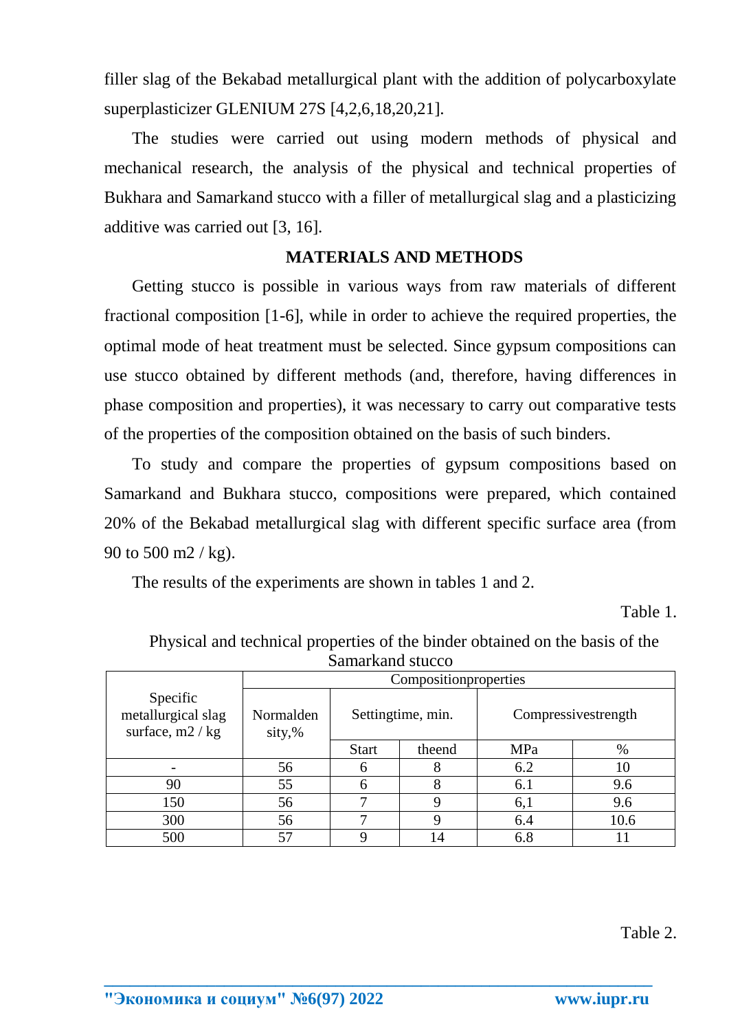filler slag of the Bekabad metallurgical plant with the addition of polycarboxylate superplasticizer GLENIUM 27S [4,2,6,18,20,21].

The studies were carried out using modern methods of physical and mechanical research, the analysis of the physical and technical properties of Bukhara and Samarkand stucco with a filler of metallurgical slag and a plasticizing additive was carried out [3, 16].

## MATERIALS AND METHODS

Getting stucco is possible in various ways from raw materials of different fractional composition [1-6], while in order to achieve the required properties, the optimal mode of heat treatment must be selected. Since gypsum compositions can use stucco obtained by different methods (and, therefore, having differences in phase composition and properties), it was necessary to carry out comparative tests of the properties of the composition obtained on the basis of such binders.

To study and compare the properties of gypsum compositions based on Samarkand and Bukhara stucco, compositions were prepared, which contained 20% of the Bekabad metallurgical slag with different specific surface area (from 90 to 500 m2 / kg).

The results of the experiments are shown in tables 1 and 2.

Table 1.

Physical and technical properties of the binder obtained on the basis of the Samarkand stucco

| Specific metallurgical slag surface, m2 / kg | Compositionproperties | | | | |
|---|---|---|---|---|---|
| | Normaldensity,% | Settingtime, min. | | Compressivestrength | |
| | | Start | theend | MPa | % |
| - | 56 | 6 | 8 | 6.2 | 10 |
| 90 | 55 | 6 | 8 | 6.1 | 9.6 |
| 150 | 56 | 7 | 9 | 6,1 | 9.6 |
| 300 | 56 | 7 | 9 | 6.4 | 10.6 |
| 500 | 57 | 9 | 14 | 6.8 | 11 |

Table 2.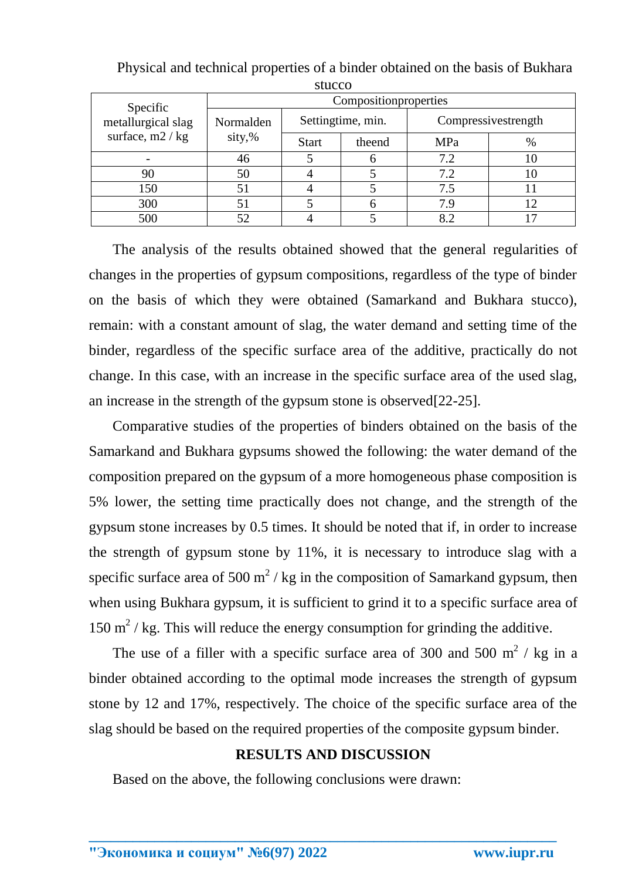Physical and technical properties of a binder obtained on the basis of Bukhara stucco

| Specific metallurgical slag surface, m2 / kg | Compositionproperties | | | | |
|---|---|---|---|---|---|
| | Normaldensity,% | Settingtime, min. | | Compressivestrength | |
| | | Start | theend | MPa | % |
| - | 46 | 5 | 6 | 7.2 | 10 |
| 90 | 50 | 4 | 5 | 7.2 | 10 |
| 150 | 51 | 4 | 5 | 7.5 | 11 |
| 300 | 51 | 5 | 6 | 7.9 | 12 |
| 500 | 52 | 4 | 5 | 8.2 | 17 |

The analysis of the results obtained showed that the general regularities of changes in the properties of gypsum compositions, regardless of the type of binder on the basis of which they were obtained (Samarkand and Bukhara stucco), remain: with a constant amount of slag, the water demand and setting time of the binder, regardless of the specific surface area of the additive, practically do not change. In this case, with an increase in the specific surface area of the used slag, an increase in the strength of the gypsum stone is observed[22-25].

Comparative studies of the properties of binders obtained on the basis of the Samarkand and Bukhara gypsums showed the following: the water demand of the composition prepared on the gypsum of a more homogeneous phase composition is 5% lower, the setting time practically does not change, and the strength of the gypsum stone increases by 0.5 times. It should be noted that if, in order to increase the strength of gypsum stone by 11%, it is necessary to introduce slag with a specific surface area of 500 $m^2$ / kg in the composition of Samarkand gypsum, then when using Bukhara gypsum, it is sufficient to grind it to a specific surface area of 150 $m^2$ / kg. This will reduce the energy consumption for grinding the additive.

The use of a filler with a specific surface area of 300 and 500 $m^2$ / kg in a binder obtained according to the optimal mode increases the strength of gypsum stone by 12 and 17%, respectively. The choice of the specific surface area of the slag should be based on the required properties of the composite gypsum binder.

## RESULTS AND DISCUSSION

Based on the above, the following conclusions were drawn: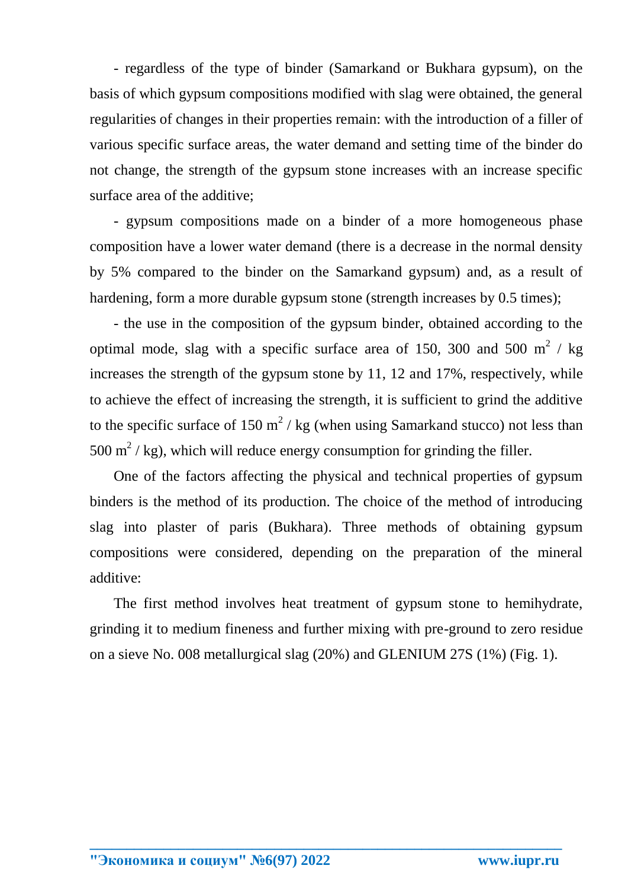- regardless of the type of binder (Samarkand or Bukhara gypsum), on the basis of which gypsum compositions modified with slag were obtained, the general regularities of changes in their properties remain: with the introduction of a filler of various specific surface areas, the water demand and setting time of the binder do not change, the strength of the gypsum stone increases with an increase specific surface area of the additive;

- gypsum compositions made on a binder of a more homogeneous phase composition have a lower water demand (there is a decrease in the normal density by 5% compared to the binder on the Samarkand gypsum) and, as a result of hardening, form a more durable gypsum stone (strength increases by 0.5 times);

- the use in the composition of the gypsum binder, obtained according to the optimal mode, slag with a specific surface area of 150, 300 and 500 $m^2$ / kg increases the strength of the gypsum stone by 11, 12 and 17%, respectively, while to achieve the effect of increasing the strength, it is sufficient to grind the additive to the specific surface of 150 $m^2$ / kg (when using Samarkand stucco) not less than 500 $m^2$ / kg), which will reduce energy consumption for grinding the filler.

One of the factors affecting the physical and technical properties of gypsum binders is the method of its production. The choice of the method of introducing slag into plaster of paris (Bukhara). Three methods of obtaining gypsum compositions were considered, depending on the preparation of the mineral additive:

The first method involves heat treatment of gypsum stone to hemihydrate, grinding it to medium fineness and further mixing with pre-ground to zero residue on a sieve No. 008 metallurgical slag (20%) and GLENIUM 27S (1%) (Fig. 1).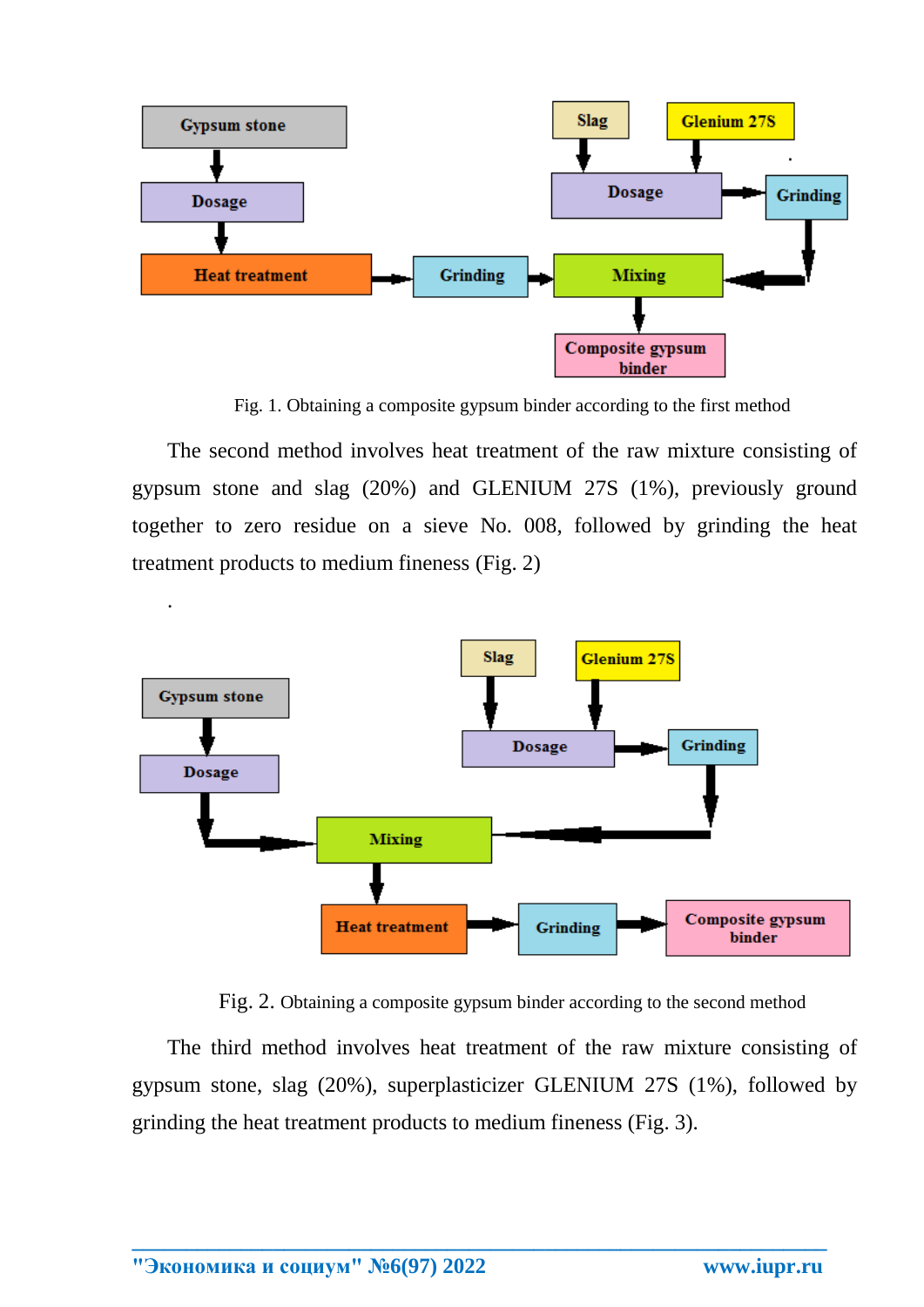Fig. 1. Obtaining a composite gypsum binder according to the first method

The second method involves heat treatment of the raw mixture consisting of gypsum stone and slag (20%) and GLENIUM 27S (1%), previously ground together to zero residue on a sieve No. 008, followed by grinding the heat treatment products to medium fineness (Fig. 2)

Fig. 2. Obtaining a composite gypsum binder according to the second method

The third method involves heat treatment of the raw mixture consisting of gypsum stone, slag (20%), superplasticizer GLENIUM 27S (1%), followed by grinding the heat treatment products to medium fineness (Fig. 3).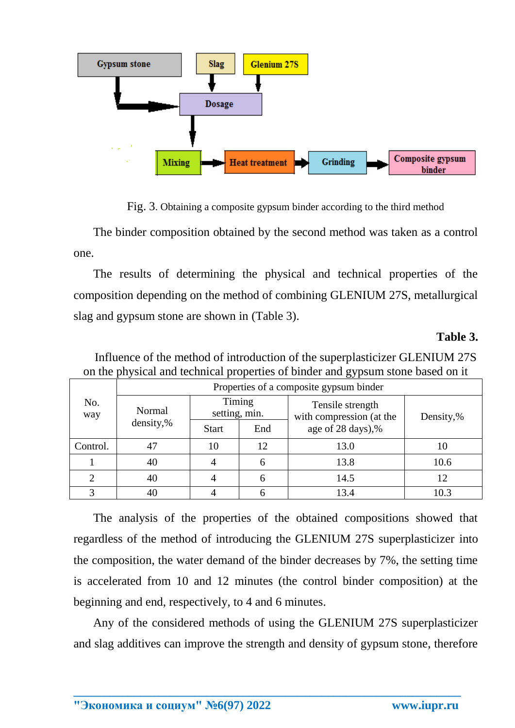Fig. 3. Obtaining a composite gypsum binder according to the third method

The binder composition obtained by the second method was taken as a control one.

The results of determining the physical and technical properties of the composition depending on the method of combining GLENIUM 27S, metallurgical slag and gypsum stone are shown in (Table 3).

**Table 3.**

Influence of the method of introduction of the superplasticizer GLENIUM 27S on the physical and technical properties of binder and gypsum stone based on it

| No. way | Properties of a composite gypsum binder | | | | |
|---|---|---|---|---|---|
| | Normal density,% | Timing setting, min. | | Tensile strength with compression (at the age of 28 days),% | Density,% |
| | | Start | End | | |
| Control. | 47 | 10 | 12 | 13.0 | 10 |
| 1 | 40 | 4 | 6 | 13.8 | 10.6 |
| 2 | 40 | 4 | 6 | 14.5 | 12 |
| 3 | 40 | 4 | 6 | 13.4 | 10.3 |

The analysis of the properties of the obtained compositions showed that regardless of the method of introducing the GLENIUM 27S superplasticizer into the composition, the water demand of the binder decreases by 7%, the setting time is accelerated from 10 and 12 minutes (the control binder composition) at the beginning and end, respectively, to 4 and 6 minutes.

Any of the considered methods of using the GLENIUM 27S superplasticizer and slag additives can improve the strength and density of gypsum stone, therefore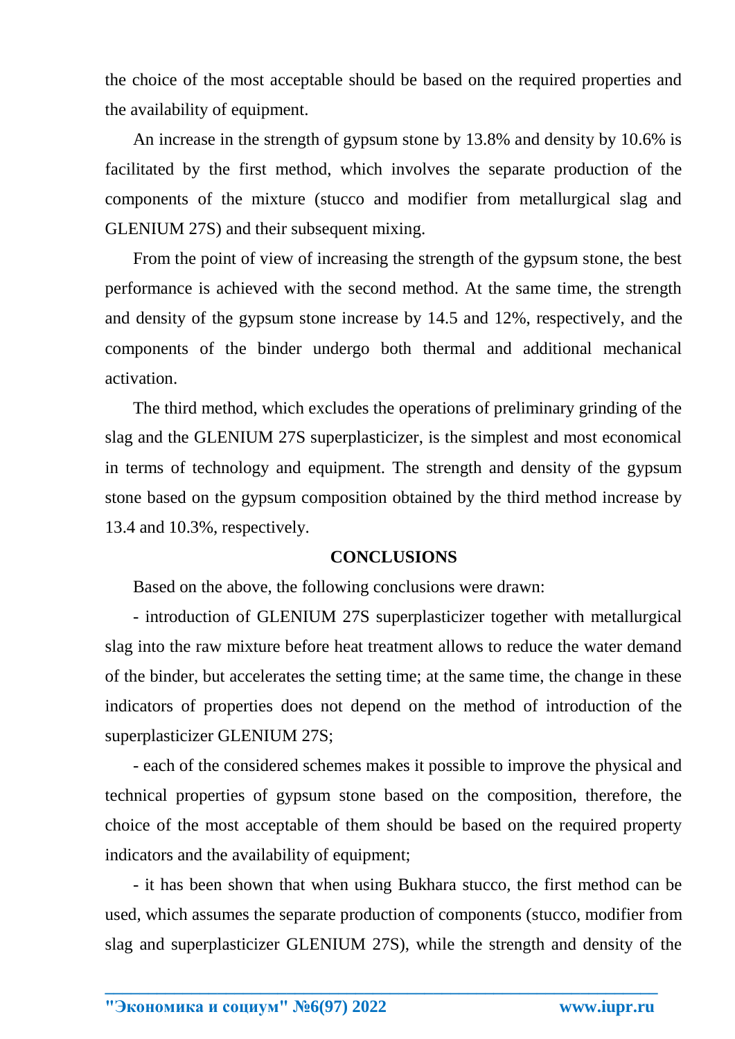the choice of the most acceptable should be based on the required properties and the availability of equipment.

An increase in the strength of gypsum stone by 13.8% and density by 10.6% is facilitated by the first method, which involves the separate production of the components of the mixture (stucco and modifier from metallurgical slag and GLENIUM 27S) and their subsequent mixing.

From the point of view of increasing the strength of the gypsum stone, the best performance is achieved with the second method. At the same time, the strength and density of the gypsum stone increase by 14.5 and 12%, respectively, and the components of the binder undergo both thermal and additional mechanical activation.

The third method, which excludes the operations of preliminary grinding of the slag and the GLENIUM 27S superplasticizer, is the simplest and most economical in terms of technology and equipment. The strength and density of the gypsum stone based on the gypsum composition obtained by the third method increase by 13.4 and 10.3%, respectively.

## CONCLUSIONS

Based on the above, the following conclusions were drawn:

- introduction of GLENIUM 27S superplasticizer together with metallurgical slag into the raw mixture before heat treatment allows to reduce the water demand of the binder, but accelerates the setting time; at the same time, the change in these indicators of properties does not depend on the method of introduction of the superplasticizer GLENIUM 27S;

- each of the considered schemes makes it possible to improve the physical and technical properties of gypsum stone based on the composition, therefore, the choice of the most acceptable of them should be based on the required property indicators and the availability of equipment;

- it has been shown that when using Bukhara stucco, the first method can be used, which assumes the separate production of components (stucco, modifier from slag and superplasticizer GLENIUM 27S), while the strength and density of the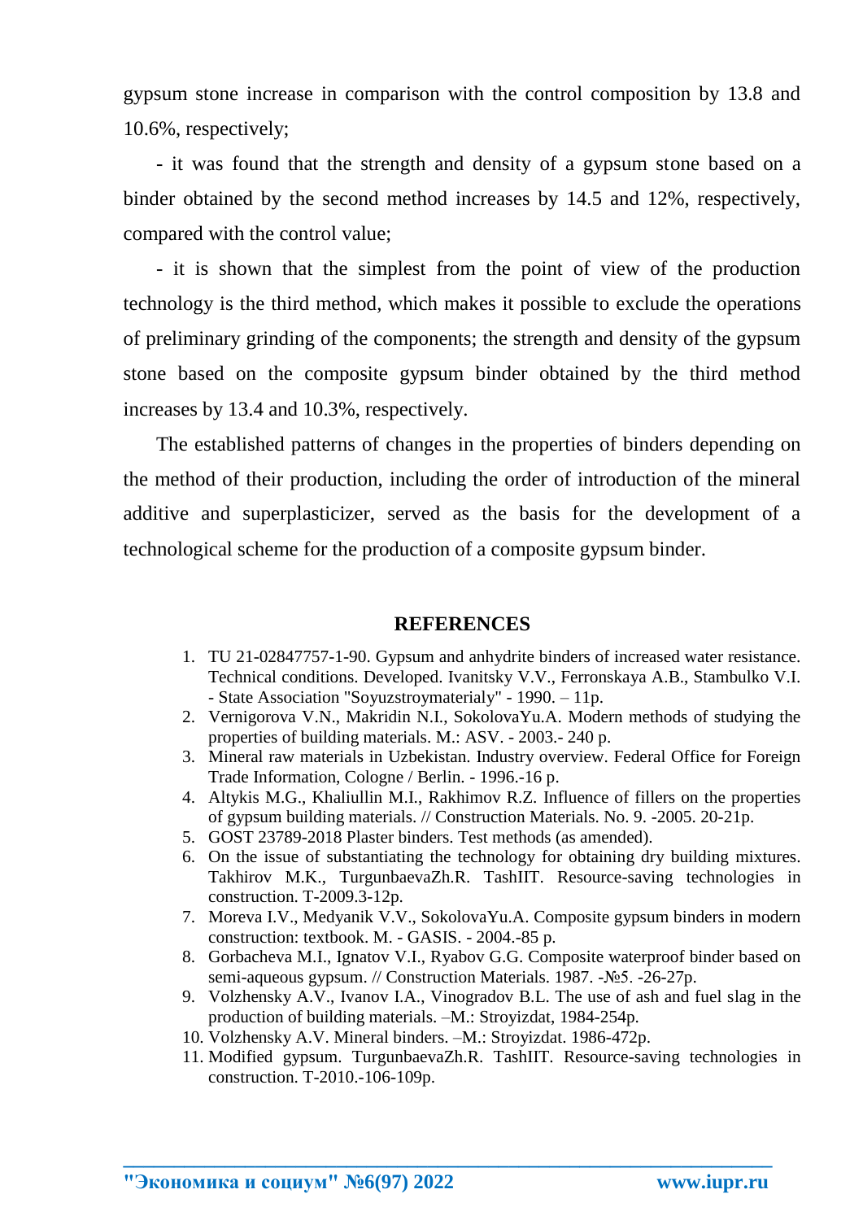gypsum stone increase in comparison with the control composition by 13.8 and 10.6%, respectively;

- it was found that the strength and density of a gypsum stone based on a binder obtained by the second method increases by 14.5 and 12%, respectively, compared with the control value;

- it is shown that the simplest from the point of view of the production technology is the third method, which makes it possible to exclude the operations of preliminary grinding of the components; the strength and density of the gypsum stone based on the composite gypsum binder obtained by the third method increases by 13.4 and 10.3%, respectively.

The established patterns of changes in the properties of binders depending on the method of their production, including the order of introduction of the mineral additive and superplasticizer, served as the basis for the development of a technological scheme for the production of a composite gypsum binder.

## REFERENCES

1. TU 21-02847757-1-90. Gypsum and anhydrite binders of increased water resistance. Technical conditions. Developed. Ivanitsky V.V., Ferronskaya A.B., Stambulko V.I. - State Association "Soyuzstroymaterialy" - 1990. – 11p.
2. Vernigorova V.N., Makridin N.I., SokolovaYu.A. Modern methods of studying the properties of building materials. M.: ASV. - 2003.- 240 p.
3. Mineral raw materials in Uzbekistan. Industry overview. Federal Office for Foreign Trade Information, Cologne / Berlin. - 1996.-16 p.
4. Altykis M.G., Khaliullin M.I., Rakhimov R.Z. Influence of fillers on the properties of gypsum building materials. // Construction Materials. No. 9. -2005. 20-21p.
5. GOST 23789-2018 Plaster binders. Test methods (as amended).
6. On the issue of substantiating the technology for obtaining dry building mixtures. Takhirov M.K., TurgunbaevaZh.R. TashIIT. Resource-saving technologies in construction. T-2009.3-12p.
7. Moreva I.V., Medyanik V.V., SokolovaYu.A. Composite gypsum binders in modern construction: textbook. M. - GASIS. - 2004.-85 p.
8. Gorbacheva M.I., Ignatov V.I., Ryabov G.G. Composite waterproof binder based on semi-aqueous gypsum. // Construction Materials. 1987. -№5. -26-27p.
9. Volzhensky A.V., Ivanov I.A., Vinogradov B.L. The use of ash and fuel slag in the production of building materials. –M.: Stroyizdat, 1984-254p.
10. Volzhensky A.V. Mineral binders. –M.: Stroyizdat. 1986-472p.
11. Modified gypsum. TurgunbaevaZh.R. TashIIT. Resource-saving technologies in construction. T-2010.-106-109p.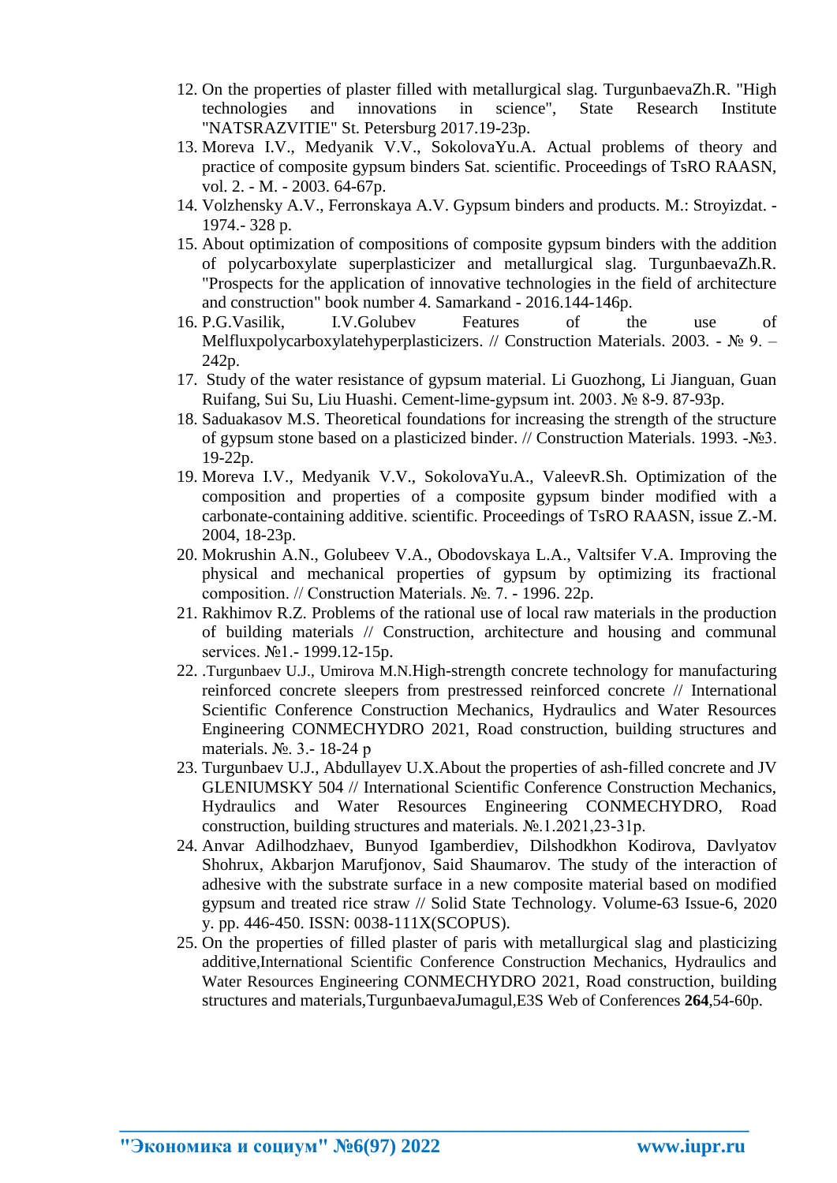12. On the properties of plaster filled with metallurgical slag. TurgunbaevaZh.R. "High technologies and innovations in science", State Research Institute "NATSRAZVITIE" St. Petersburg 2017.19-23p.
13. Moreva I.V., Medyanik V.V., SokolovaYu.A. Actual problems of theory and practice of composite gypsum binders Sat. scientific. Proceedings of TsRO RAASN, vol. 2. - M. - 2003. 64-67p.
14. Volzhensky A.V., Ferronskaya A.V. Gypsum binders and products. M.: Stroyizdat. - 1974.- 328 p.
15. About optimization of compositions of composite gypsum binders with the addition of polycarboxylate superplasticizer and metallurgical slag. TurgunbaevaZh.R. "Prospects for the application of innovative technologies in the field of architecture and construction" book number 4. Samarkand - 2016.144-146p.
16. P.G.Vasilik, I.V.Golubev Features of the use of Melfluxpolycarboxylatehyperplasticizers. // Construction Materials. 2003. - № 9. – 242p.
17. Study of the water resistance of gypsum material. Li Guozhong, Li Jianguan, Guan Ruifang, Sui Su, Liu Huashi. Cement-lime-gypsum int. 2003. № 8-9. 87-93p.
18. Saduakasov M.S. Theoretical foundations for increasing the strength of the structure of gypsum stone based on a plasticized binder. // Construction Materials. 1993. -№3. 19-22p.
19. Moreva I.V., Medyanik V.V., SokolovaYu.A., ValeevR.Sh. Optimization of the composition and properties of a composite gypsum binder modified with a carbonate-containing additive. scientific. Proceedings of TsRO RAASN, issue Z.-M. 2004, 18-23p.
20. Mokrushin A.N., Golubeev V.A., Obodovskaya L.A., Valtsifer V.A. Improving the physical and mechanical properties of gypsum by optimizing its fractional composition. // Construction Materials. №. 7. - 1996. 22p.
21. Rakhimov R.Z. Problems of the rational use of local raw materials in the production of building materials // Construction, architecture and housing and communal services. №1.- 1999.12-15p.
22. .Turgunbaev U.J., Umirova M.N.High-strength concrete technology for manufacturing reinforced concrete sleepers from prestressed reinforced concrete // International Scientific Conference Construction Mechanics, Hydraulics and Water Resources Engineering CONMECHYDRO 2021, Road construction, building structures and materials. №. 3.- 18-24 p
23. Turgunbaev U.J., Abdullayev U.X.About the properties of ash-filled concrete and JV GLENIUMSKY 504 // International Scientific Conference Construction Mechanics, Hydraulics and Water Resources Engineering CONMECHYDRO, Road construction, building structures and materials. №.1.2021,23-31p.
24. Anvar Adilhodzhaev, Bunyod Igamberdiev, Dilshodkhon Kodirova, Davlyatov Shohrux, Akbarjon Marufjonov, Said Shaumarov. The study of the interaction of adhesive with the substrate surface in a new composite material based on modified gypsum and treated rice straw // Solid State Technology. Volume-63 Issue-6, 2020 y. pp. 446-450. ISSN: 0038-111X(SCOPUS).
25. On the properties of filled plaster of paris with metallurgical slag and plasticizing additive,International Scientific Conference Construction Mechanics, Hydraulics and Water Resources Engineering CONMECHYDRO 2021, Road construction, building structures and materials,TurgunbaevaJumagul,E3S Web of Conferences **264**,54-60p.